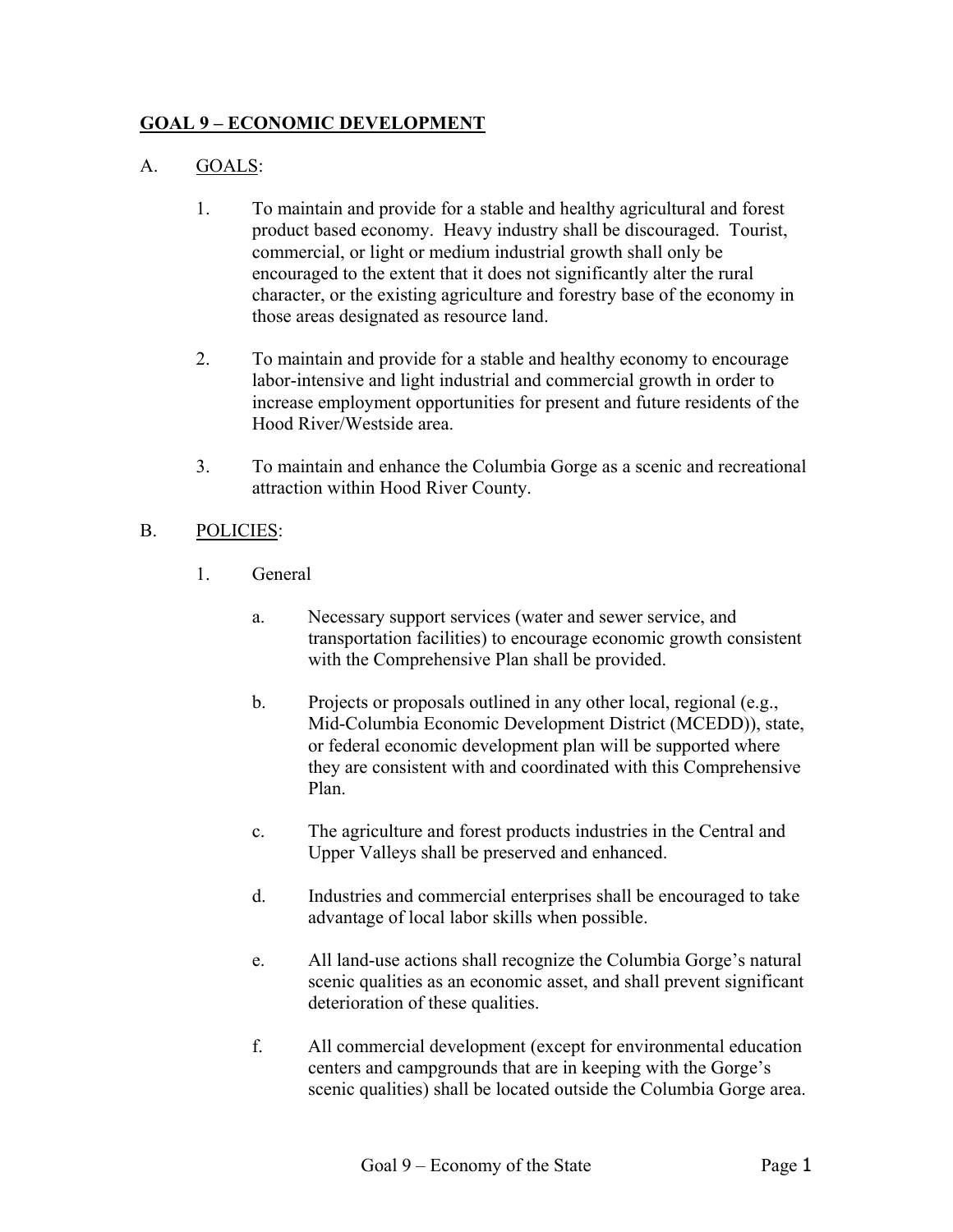# GOAL 9 – ECONOMIC DEVELOPMENT

A. GOALS:

1. To maintain and provide for a stable and healthy agricultural and forest product based economy. Heavy industry shall be discouraged. Tourist, commercial, or light or medium industrial growth shall only be encouraged to the extent that it does not significantly alter the rural character, or the existing agriculture and forestry base of the economy in those areas designated as resource land.

2. To maintain and provide for a stable and healthy economy to encourage labor-intensive and light industrial and commercial growth in order to increase employment opportunities for present and future residents of the Hood River/Westside area.

3. To maintain and enhance the Columbia Gorge as a scenic and recreational attraction within Hood River County.

B. POLICIES:

1. General

   a. Necessary support services (water and sewer service, and transportation facilities) to encourage economic growth consistent with the Comprehensive Plan shall be provided.

   b. Projects or proposals outlined in any other local, regional (e.g., Mid-Columbia Economic Development District (MCEDD)), state, or federal economic development plan will be supported where they are consistent with and coordinated with this Comprehensive Plan.

   c. The agriculture and forest products industries in the Central and Upper Valleys shall be preserved and enhanced.

   d. Industries and commercial enterprises shall be encouraged to take advantage of local labor skills when possible.

   e. All land-use actions shall recognize the Columbia Gorge's natural scenic qualities as an economic asset, and shall prevent significant deterioration of these qualities.

   f. All commercial development (except for environmental education centers and campgrounds that are in keeping with the Gorge's scenic qualities) shall be located outside the Columbia Gorge area.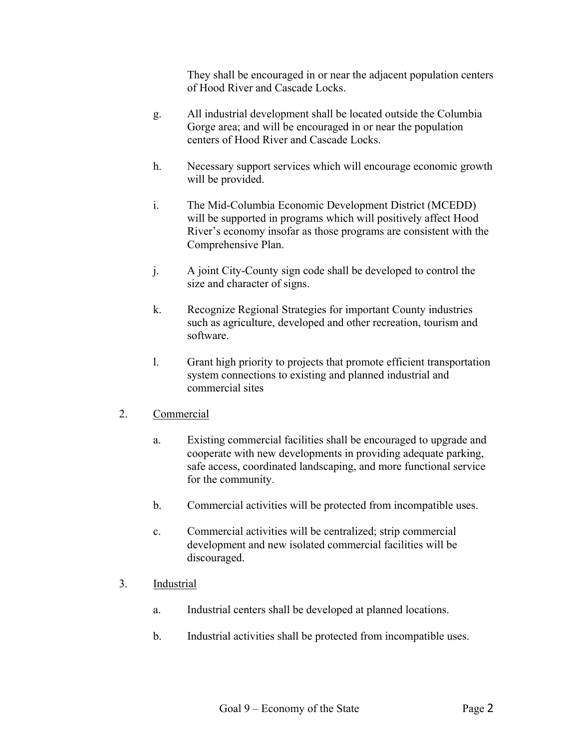They shall be encouraged in or near the adjacent population centers of Hood River and Cascade Locks.

g. All industrial development shall be located outside the Columbia Gorge area; and will be encouraged in or near the population centers of Hood River and Cascade Locks.

h. Necessary support services which will encourage economic growth will be provided.

i. The Mid-Columbia Economic Development District (MCEDD) will be supported in programs which will positively affect Hood River's economy insofar as those programs are consistent with the Comprehensive Plan.

j. A joint City-County sign code shall be developed to control the size and character of signs.

k. Recognize Regional Strategies for important County industries such as agriculture, developed and other recreation, tourism and software.

l. Grant high priority to projects that promote efficient transportation system connections to existing and planned industrial and commercial sites

2. <u>Commercial</u>

a. Existing commercial facilities shall be encouraged to upgrade and cooperate with new developments in providing adequate parking, safe access, coordinated landscaping, and more functional service for the community.

b. Commercial activities will be protected from incompatible uses.

c. Commercial activities will be centralized; strip commercial development and new isolated commercial facilities will be discouraged.

3. <u>Industrial</u>

a. Industrial centers shall be developed at planned locations.

b. Industrial activities shall be protected from incompatible uses.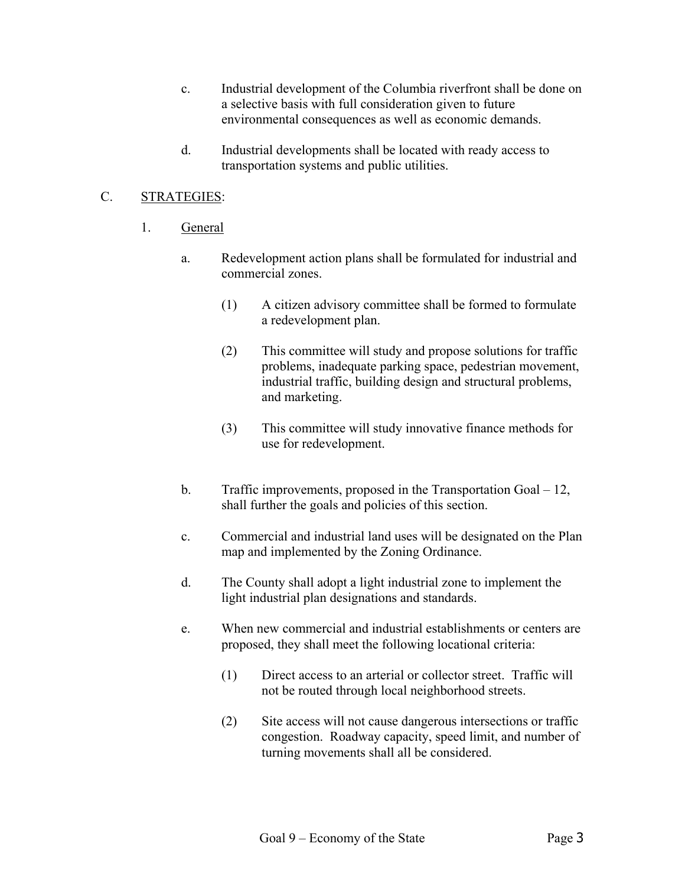c. Industrial development of the Columbia riverfront shall be done on a selective basis with full consideration given to future environmental consequences as well as economic demands.

d. Industrial developments shall be located with ready access to transportation systems and public utilities.

C. <u>STRATEGIES</u>:

1. <u>General</u>

a. Redevelopment action plans shall be formulated for industrial and commercial zones.

(1) A citizen advisory committee shall be formed to formulate a redevelopment plan.

(2) This committee will study and propose solutions for traffic problems, inadequate parking space, pedestrian movement, industrial traffic, building design and structural problems, and marketing.

(3) This committee will study innovative finance methods for use for redevelopment.

b. Traffic improvements, proposed in the Transportation Goal – 12, shall further the goals and policies of this section.

c. Commercial and industrial land uses will be designated on the Plan map and implemented by the Zoning Ordinance.

d. The County shall adopt a light industrial zone to implement the light industrial plan designations and standards.

e. When new commercial and industrial establishments or centers are proposed, they shall meet the following locational criteria:

(1) Direct access to an arterial or collector street. Traffic will not be routed through local neighborhood streets.

(2) Site access will not cause dangerous intersections or traffic congestion. Roadway capacity, speed limit, and number of turning movements shall all be considered.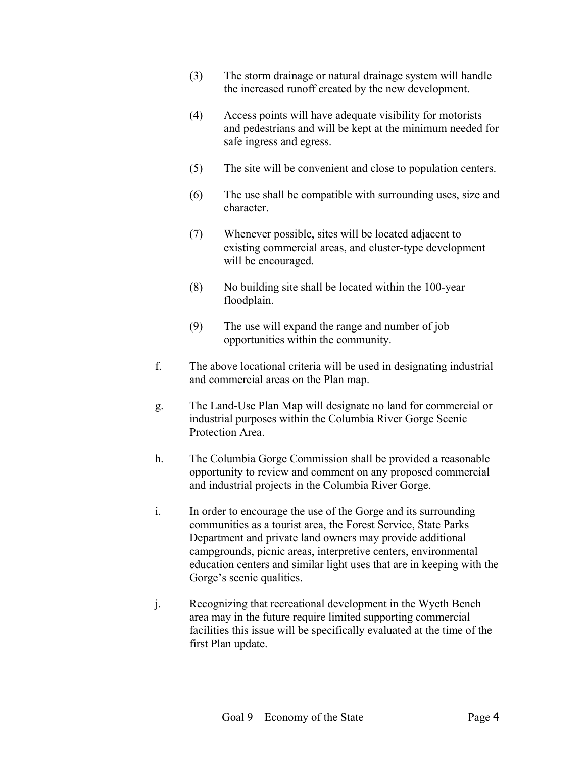(3) The storm drainage or natural drainage system will handle the increased runoff created by the new development.

(4) Access points will have adequate visibility for motorists and pedestrians and will be kept at the minimum needed for safe ingress and egress.

(5) The site will be convenient and close to population centers.

(6) The use shall be compatible with surrounding uses, size and character.

(7) Whenever possible, sites will be located adjacent to existing commercial areas, and cluster-type development will be encouraged.

(8) No building site shall be located within the 100-year floodplain.

(9) The use will expand the range and number of job opportunities within the community.

f. The above locational criteria will be used in designating industrial and commercial areas on the Plan map.

g. The Land-Use Plan Map will designate no land for commercial or industrial purposes within the Columbia River Gorge Scenic Protection Area.

h. The Columbia Gorge Commission shall be provided a reasonable opportunity to review and comment on any proposed commercial and industrial projects in the Columbia River Gorge.

i. In order to encourage the use of the Gorge and its surrounding communities as a tourist area, the Forest Service, State Parks Department and private land owners may provide additional campgrounds, picnic areas, interpretive centers, environmental education centers and similar light uses that are in keeping with the Gorge's scenic qualities.

j. Recognizing that recreational development in the Wyeth Bench area may in the future require limited supporting commercial facilities this issue will be specifically evaluated at the time of the first Plan update.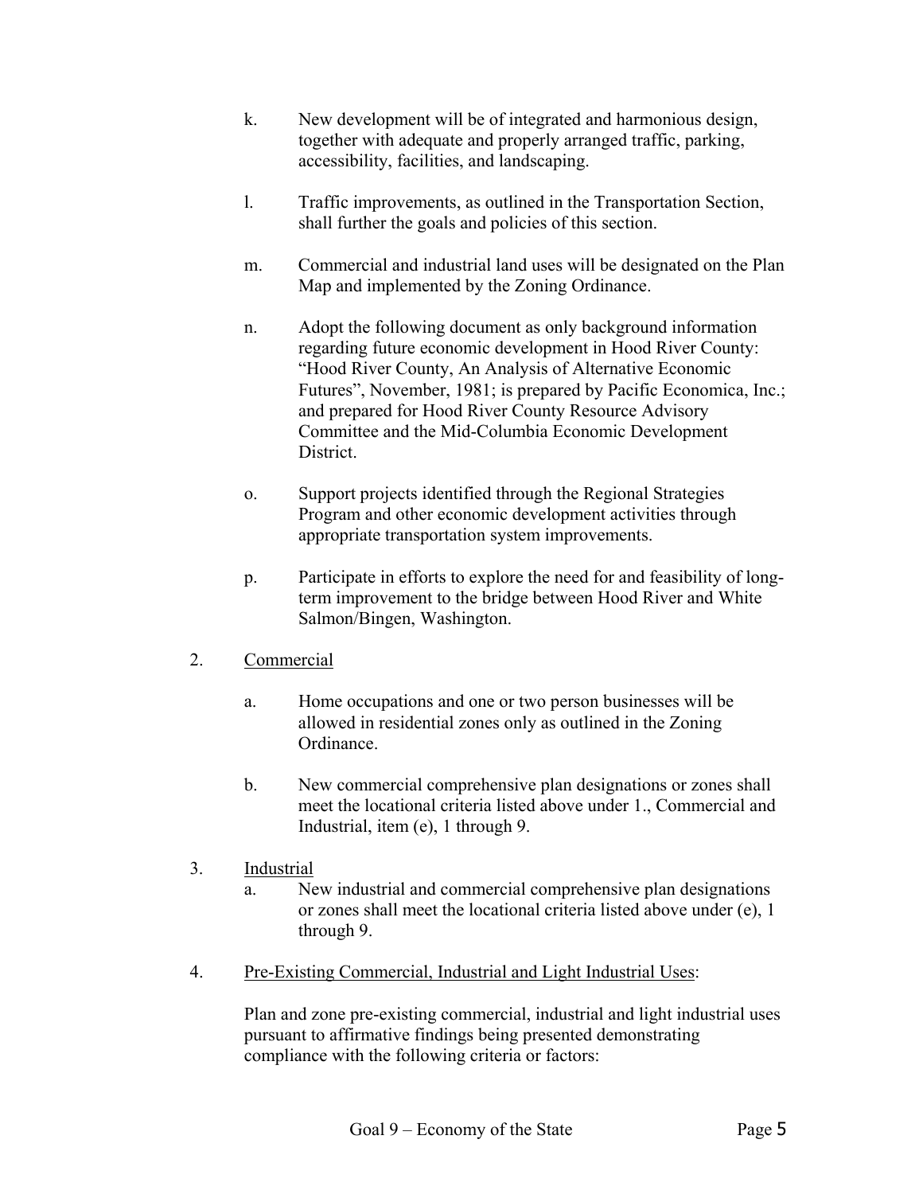k. New development will be of integrated and harmonious design, together with adequate and properly arranged traffic, parking, accessibility, facilities, and landscaping.

l. Traffic improvements, as outlined in the Transportation Section, shall further the goals and policies of this section.

m. Commercial and industrial land uses will be designated on the Plan Map and implemented by the Zoning Ordinance.

n. Adopt the following document as only background information regarding future economic development in Hood River County: "Hood River County, An Analysis of Alternative Economic Futures", November, 1981; is prepared by Pacific Economica, Inc.; and prepared for Hood River County Resource Advisory Committee and the Mid-Columbia Economic Development District.

o. Support projects identified through the Regional Strategies Program and other economic development activities through appropriate transportation system improvements.

p. Participate in efforts to explore the need for and feasibility of long-term improvement to the bridge between Hood River and White Salmon/Bingen, Washington.

2. <u>Commercial</u>

   a. Home occupations and one or two person businesses will be allowed in residential zones only as outlined in the Zoning Ordinance.

   b. New commercial comprehensive plan designations or zones shall meet the locational criteria listed above under 1., Commercial and Industrial, item (e), 1 through 9.

3. <u>Industrial</u>

   a. New industrial and commercial comprehensive plan designations or zones shall meet the locational criteria listed above under (e), 1 through 9.

4. <u>Pre-Existing Commercial, Industrial and Light Industrial Uses</u>:

   Plan and zone pre-existing commercial, industrial and light industrial uses pursuant to affirmative findings being presented demonstrating compliance with the following criteria or factors: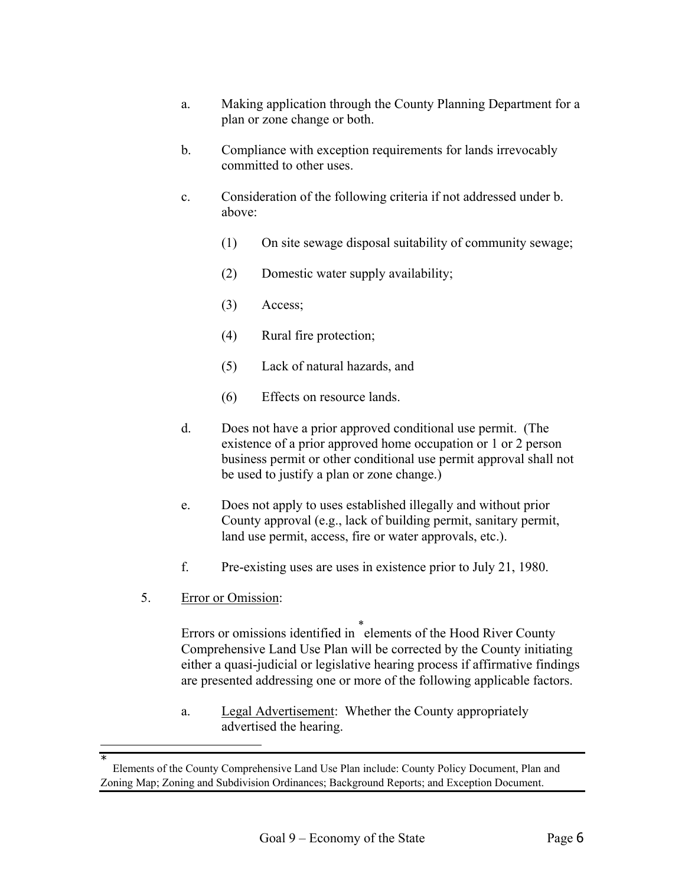a. Making application through the County Planning Department for a plan or zone change or both.

b. Compliance with exception requirements for lands irrevocably committed to other uses.

c. Consideration of the following criteria if not addressed under b. above:

   (1) On site sewage disposal suitability of community sewage;

   (2) Domestic water supply availability;

   (3) Access;

   (4) Rural fire protection;

   (5) Lack of natural hazards, and

   (6) Effects on resource lands.

d. Does not have a prior approved conditional use permit. (The existence of a prior approved home occupation or 1 or 2 person business permit or other conditional use permit approval shall not be used to justify a plan or zone change.)

e. Does not apply to uses established illegally and without prior County approval (e.g., lack of building permit, sanitary permit, land use permit, access, fire or water approvals, etc.).

f. Pre-existing uses are uses in existence prior to July 21, 1980.

5. <u>Error or Omission</u>:

   Errors or omissions identified in [*] elements of the Hood River County Comprehensive Land Use Plan will be corrected by the County initiating either a quasi-judicial or legislative hearing process if affirmative findings are presented addressing one or more of the following applicable factors.

   a. <u>Legal Advertisement</u>: Whether the County appropriately advertised the hearing.

---

[*] Elements of the County Comprehensive Land Use Plan include: County Policy Document, Plan and Zoning Map; Zoning and Subdivision Ordinances; Background Reports; and Exception Document.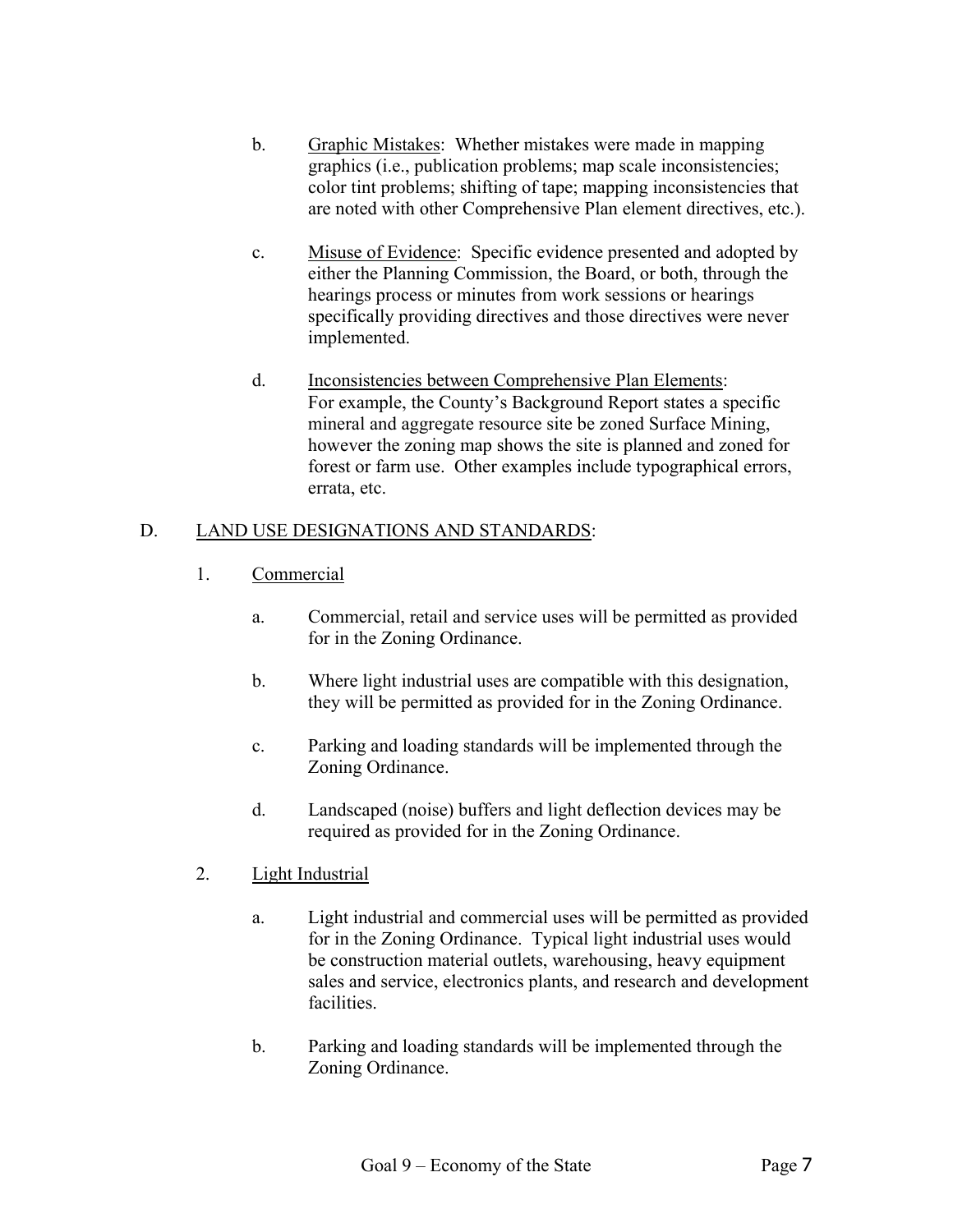b. <u>Graphic Mistakes</u>: Whether mistakes were made in mapping graphics (i.e., publication problems; map scale inconsistencies; color tint problems; shifting of tape; mapping inconsistencies that are noted with other Comprehensive Plan element directives, etc.).

c. <u>Misuse of Evidence</u>: Specific evidence presented and adopted by either the Planning Commission, the Board, or both, through the hearings process or minutes from work sessions or hearings specifically providing directives and those directives were never implemented.

d. <u>Inconsistencies between Comprehensive Plan Elements</u>: For example, the County's Background Report states a specific mineral and aggregate resource site be zoned Surface Mining, however the zoning map shows the site is planned and zoned for forest or farm use. Other examples include typographical errors, errata, etc.

## D. <u>LAND USE DESIGNATIONS AND STANDARDS</u>:

### 1. <u>Commercial</u>

a. Commercial, retail and service uses will be permitted as provided for in the Zoning Ordinance.

b. Where light industrial uses are compatible with this designation, they will be permitted as provided for in the Zoning Ordinance.

c. Parking and loading standards will be implemented through the Zoning Ordinance.

d. Landscaped (noise) buffers and light deflection devices may be required as provided for in the Zoning Ordinance.

### 2. <u>Light Industrial</u>

a. Light industrial and commercial uses will be permitted as provided for in the Zoning Ordinance. Typical light industrial uses would be construction material outlets, warehousing, heavy equipment sales and service, electronics plants, and research and development facilities.

b. Parking and loading standards will be implemented through the Zoning Ordinance.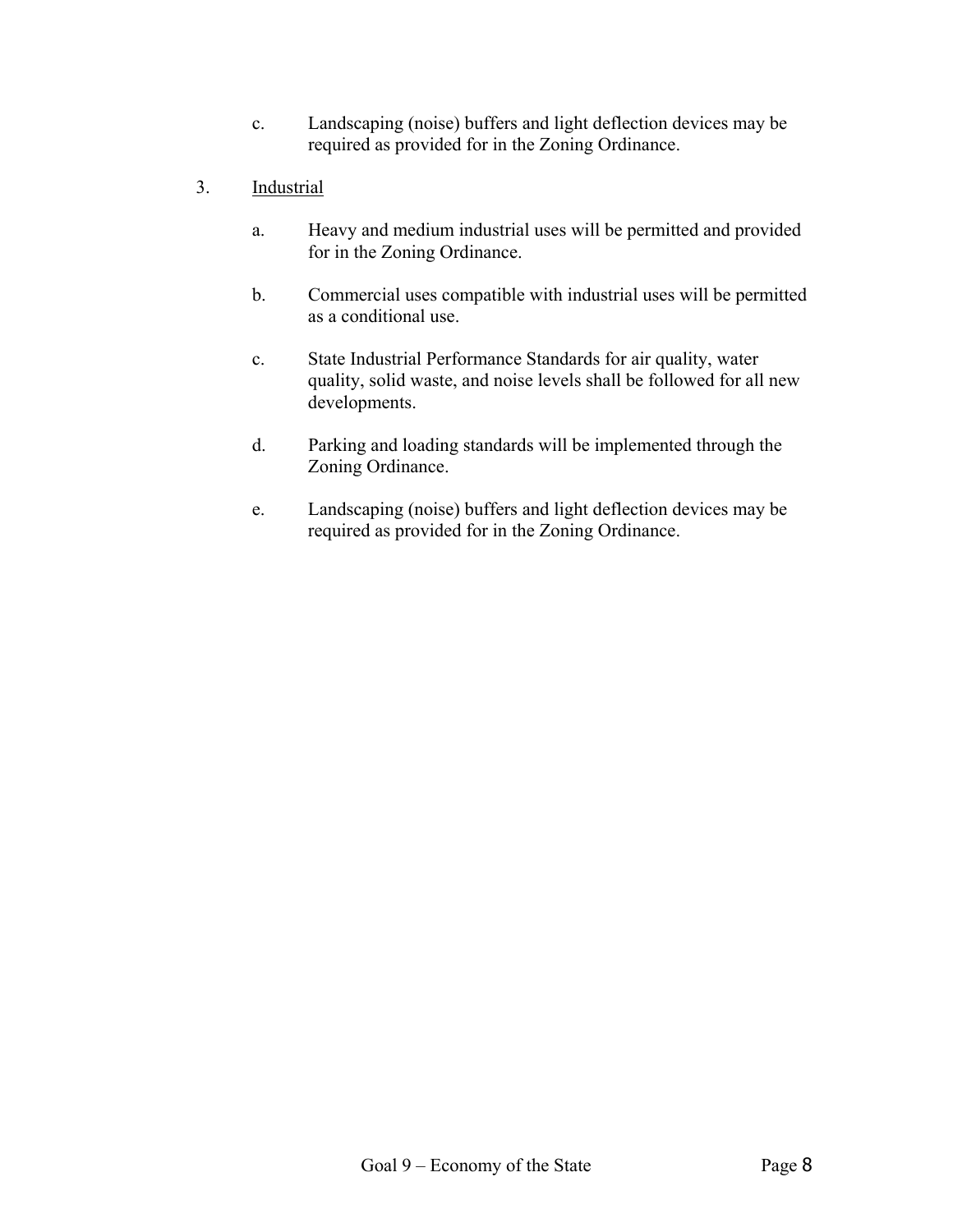c. Landscaping (noise) buffers and light deflection devices may be required as provided for in the Zoning Ordinance.

3. <u>Industrial</u>

   a. Heavy and medium industrial uses will be permitted and provided for in the Zoning Ordinance.

   b. Commercial uses compatible with industrial uses will be permitted as a conditional use.

   c. State Industrial Performance Standards for air quality, water quality, solid waste, and noise levels shall be followed for all new developments.

   d. Parking and loading standards will be implemented through the Zoning Ordinance.

   e. Landscaping (noise) buffers and light deflection devices may be required as provided for in the Zoning Ordinance.